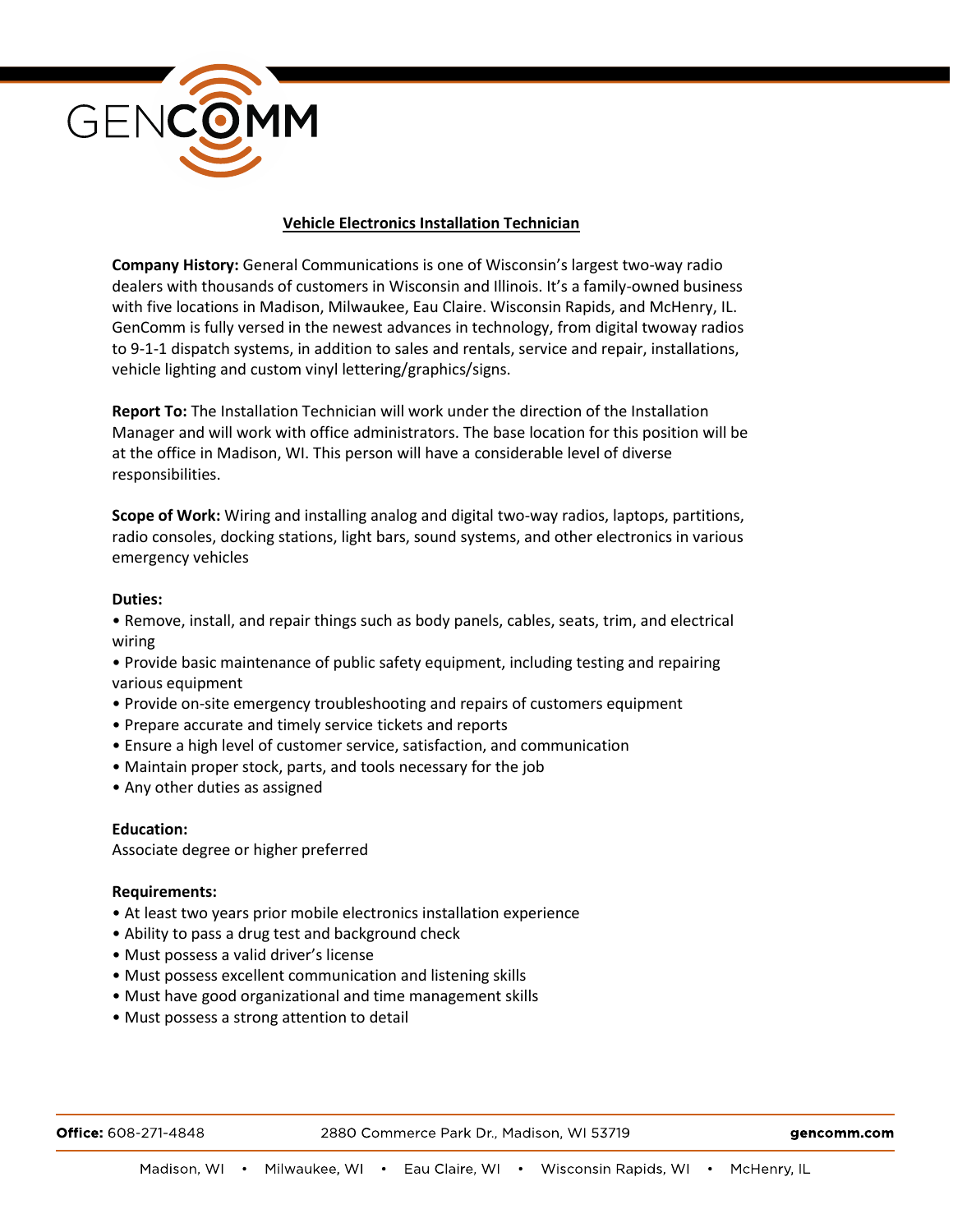# Vehicle Electronics Installation Technician

**Company History:** General Communications is one of Wisconsin's largest two-way radio dealers with thousands of customers in Wisconsin and Illinois. It's a family-owned business with five locations in Madison, Milwaukee, Eau Claire. Wisconsin Rapids, and McHenry, IL. GenComm is fully versed in the newest advances in technology, from digital twoway radios to 9-1-1 dispatch systems, in addition to sales and rentals, service and repair, installations, vehicle lighting and custom vinyl lettering/graphics/signs.

**Report To:** The Installation Technician will work under the direction of the Installation Manager and will work with office administrators. The base location for this position will be at the office in Madison, WI. This person will have a considerable level of diverse responsibilities.

**Scope of Work:** Wiring and installing analog and digital two-way radios, laptops, partitions, radio consoles, docking stations, light bars, sound systems, and other electronics in various emergency vehicles

**Duties:**

- Remove, install, and repair things such as body panels, cables, seats, trim, and electrical wiring
- Provide basic maintenance of public safety equipment, including testing and repairing various equipment
- Provide on-site emergency troubleshooting and repairs of customers equipment
- Prepare accurate and timely service tickets and reports
- Ensure a high level of customer service, satisfaction, and communication
- Maintain proper stock, parts, and tools necessary for the job
- Any other duties as assigned

**Education:**

Associate degree or higher preferred

**Requirements:**

- At least two years prior mobile electronics installation experience
- Ability to pass a drug test and background check
- Must possess a valid driver's license
- Must possess excellent communication and listening skills
- Must have good organizational and time management skills
- Must possess a strong attention to detail

**Office:** 608-271-4848 2880 Commerce Park Dr., Madison, WI 53719 **gencomm.com**

Madison, WI • Milwaukee, WI • Eau Claire, WI • Wisconsin Rapids, WI • McHenry, IL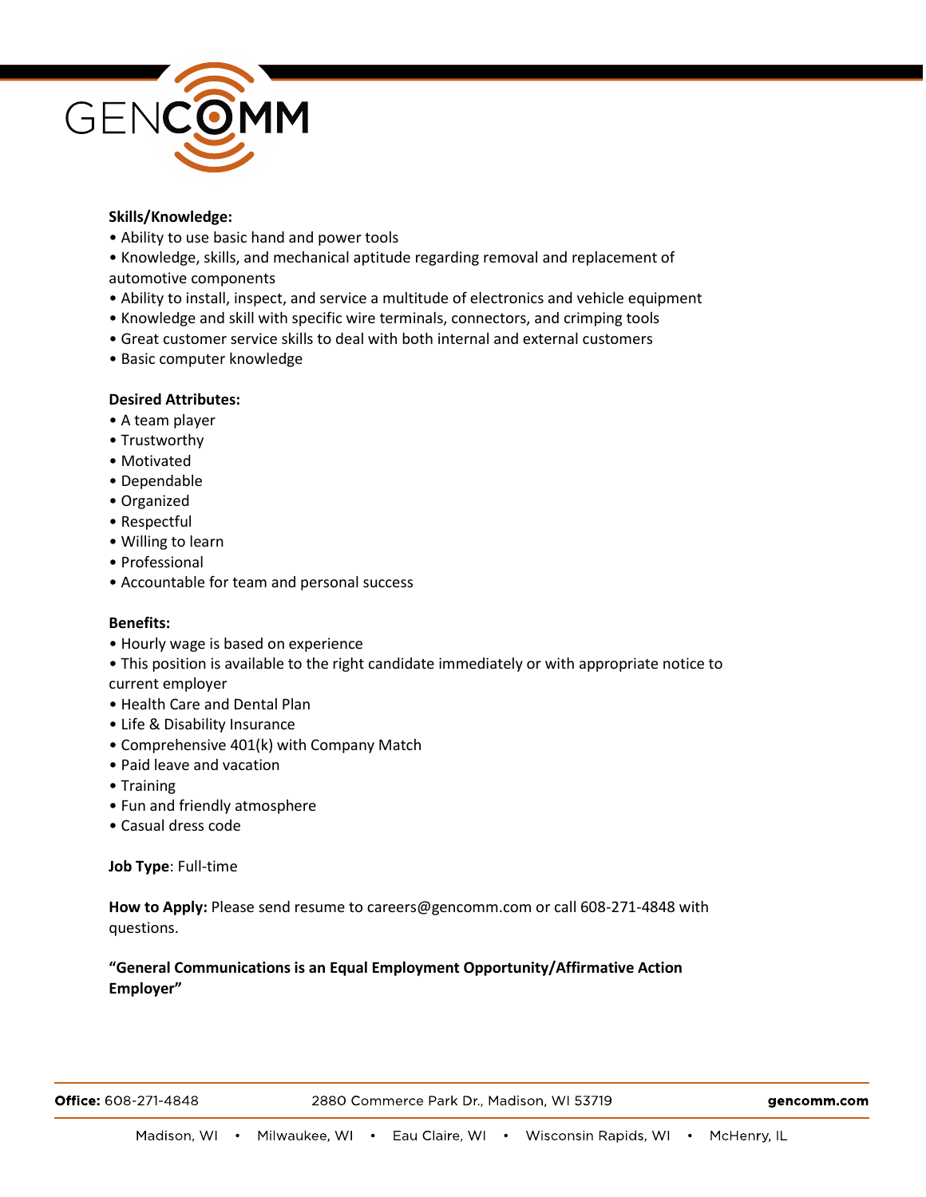**Skills/Knowledge:**

- Ability to use basic hand and power tools
- Knowledge, skills, and mechanical aptitude regarding removal and replacement of automotive components
- Ability to install, inspect, and service a multitude of electronics and vehicle equipment
- Knowledge and skill with specific wire terminals, connectors, and crimping tools
- Great customer service skills to deal with both internal and external customers
- Basic computer knowledge

**Desired Attributes:**

- A team player
- Trustworthy
- Motivated
- Dependable
- Organized
- Respectful
- Willing to learn
- Professional
- Accountable for team and personal success

**Benefits:**

- Hourly wage is based on experience
- This position is available to the right candidate immediately or with appropriate notice to current employer
- Health Care and Dental Plan
- Life & Disability Insurance
- Comprehensive 401(k) with Company Match
- Paid leave and vacation
- Training
- Fun and friendly atmosphere
- Casual dress code

**Job Type**: Full-time

**How to Apply:** Please send resume to careers@gencomm.com or call 608-271-4848 with questions.

**"General Communications is an Equal Employment Opportunity/Affirmative Action Employer"**